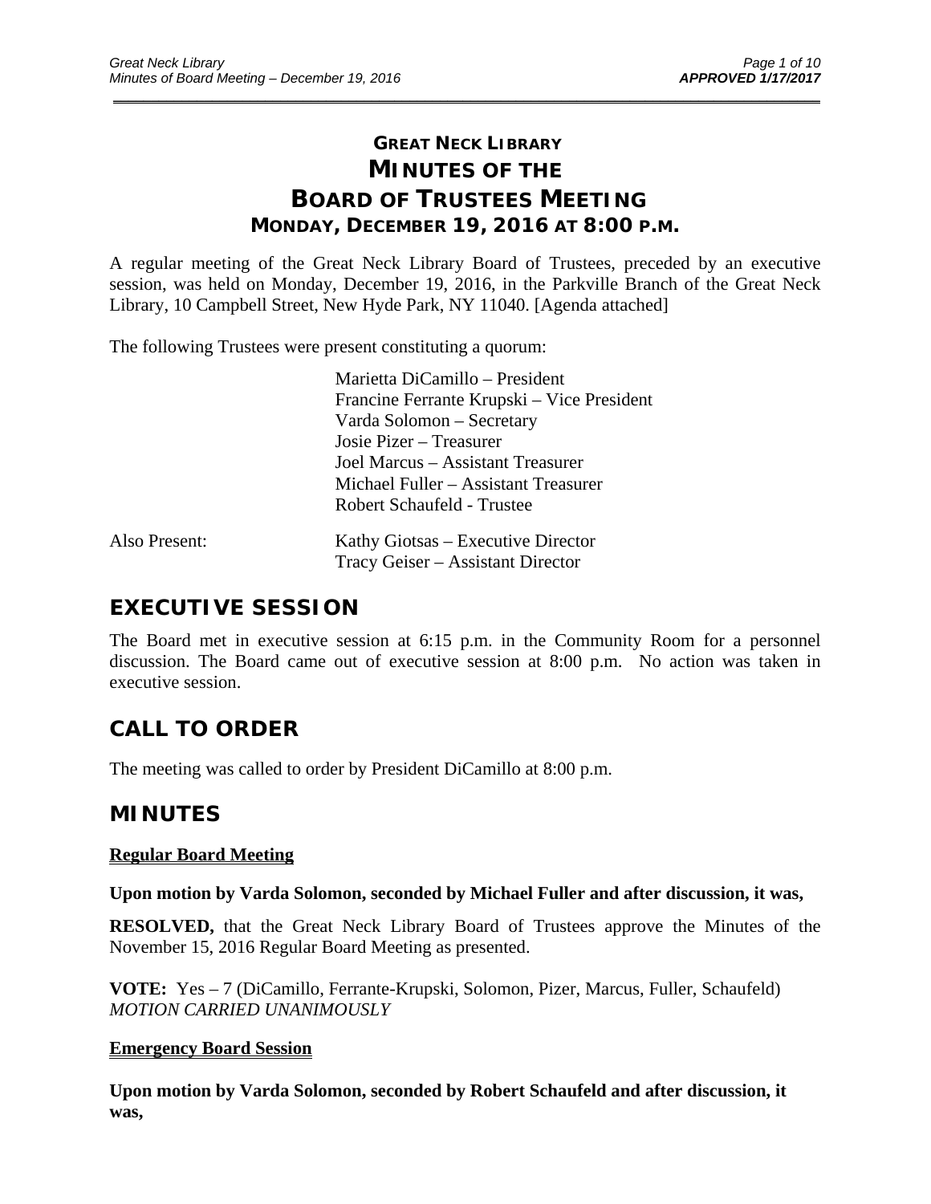# GREAT NECK LIBRARY
# MINUTES OF THE BOARD OF TRUSTEES MEETING
### MONDAY, DECEMBER 19, 2016 AT 8:00 P.M.

A regular meeting of the Great Neck Library Board of Trustees, preceded by an executive session, was held on Monday, December 19, 2016, in the Parkville Branch of the Great Neck Library, 10 Campbell Street, New Hyde Park, NY 11040. [Agenda attached]

The following Trustees were present constituting a quorum:

Marietta DiCamillo – President
Francine Ferrante Krupski – Vice President
Varda Solomon – Secretary
Josie Pizer – Treasurer
Joel Marcus – Assistant Treasurer
Michael Fuller – Assistant Treasurer
Robert Schaufeld - Trustee

Also Present:
Kathy Giotsas – Executive Director
Tracy Geiser – Assistant Director

## EXECUTIVE SESSION

The Board met in executive session at 6:15 p.m. in the Community Room for a personnel discussion. The Board came out of executive session at 8:00 p.m. No action was taken in executive session.

## CALL TO ORDER

The meeting was called to order by President DiCamillo at 8:00 p.m.

## MINUTES

**Regular Board Meeting**

**Upon motion by Varda Solomon, seconded by Michael Fuller and after discussion, it was,**

**RESOLVED,** that the Great Neck Library Board of Trustees approve the Minutes of the November 15, 2016 Regular Board Meeting as presented.

**VOTE:** Yes – 7 (DiCamillo, Ferrante-Krupski, Solomon, Pizer, Marcus, Fuller, Schaufeld)
*MOTION CARRIED UNANIMOUSLY*

**Emergency Board Session**

**Upon motion by Varda Solomon, seconded by Robert Schaufeld and after discussion, it was,**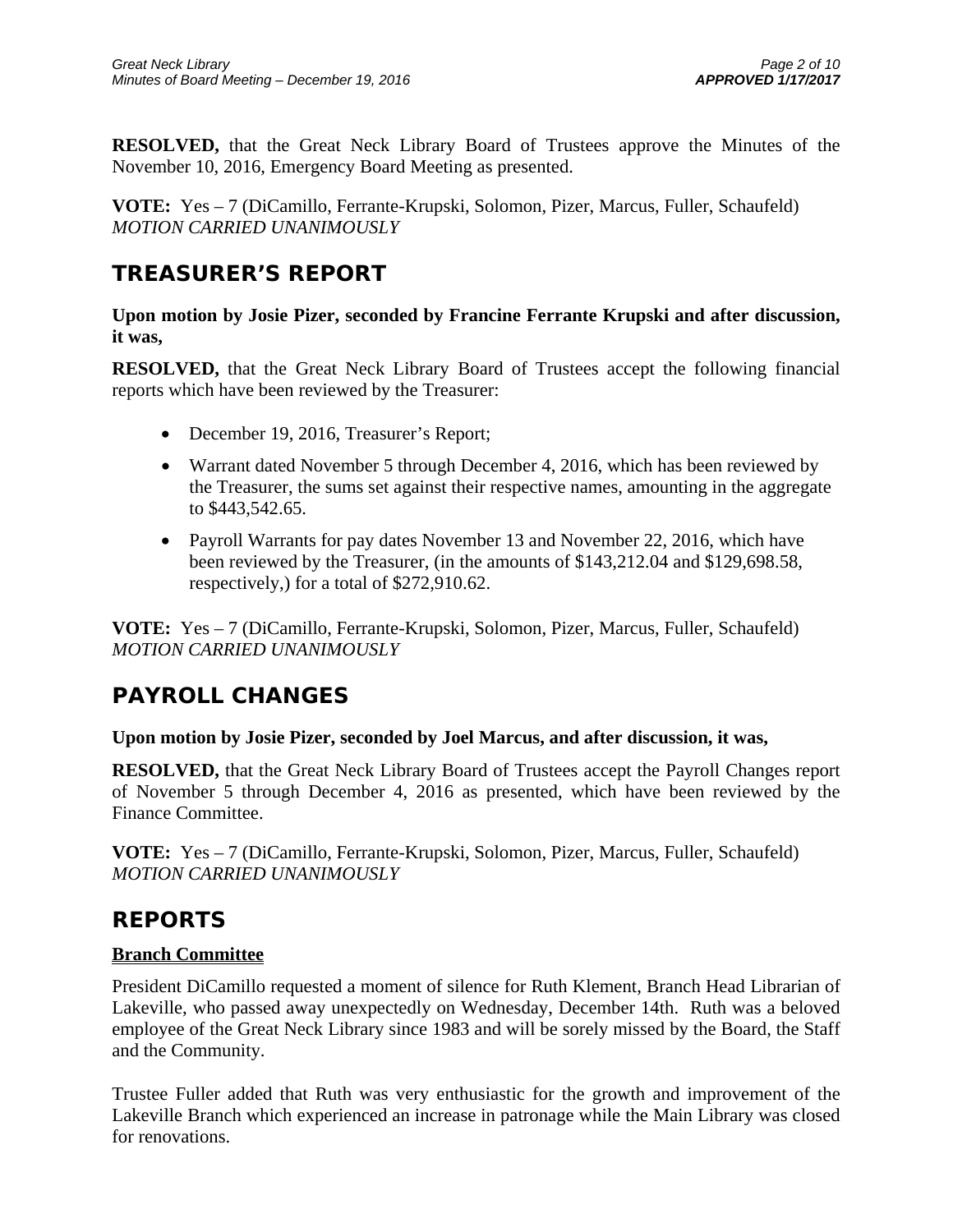**RESOLVED,** that the Great Neck Library Board of Trustees approve the Minutes of the November 10, 2016, Emergency Board Meeting as presented.

**VOTE:** Yes – 7 (DiCamillo, Ferrante-Krupski, Solomon, Pizer, Marcus, Fuller, Schaufeld)
*MOTION CARRIED UNANIMOUSLY*

## TREASURER'S REPORT

**Upon motion by Josie Pizer, seconded by Francine Ferrante Krupski and after discussion, it was,**

**RESOLVED,** that the Great Neck Library Board of Trustees accept the following financial reports which have been reviewed by the Treasurer:

- December 19, 2016, Treasurer's Report;
- Warrant dated November 5 through December 4, 2016, which has been reviewed by the Treasurer, the sums set against their respective names, amounting in the aggregate to $443,542.65.
- Payroll Warrants for pay dates November 13 and November 22, 2016, which have been reviewed by the Treasurer, (in the amounts of $143,212.04 and $129,698.58, respectively,) for a total of $272,910.62.

**VOTE:** Yes – 7 (DiCamillo, Ferrante-Krupski, Solomon, Pizer, Marcus, Fuller, Schaufeld)
*MOTION CARRIED UNANIMOUSLY*

## PAYROLL CHANGES

**Upon motion by Josie Pizer, seconded by Joel Marcus, and after discussion, it was,**

**RESOLVED,** that the Great Neck Library Board of Trustees accept the Payroll Changes report of November 5 through December 4, 2016 as presented, which have been reviewed by the Finance Committee.

**VOTE:** Yes – 7 (DiCamillo, Ferrante-Krupski, Solomon, Pizer, Marcus, Fuller, Schaufeld)
*MOTION CARRIED UNANIMOUSLY*

## REPORTS

### Branch Committee

President DiCamillo requested a moment of silence for Ruth Klement, Branch Head Librarian of Lakeville, who passed away unexpectedly on Wednesday, December 14th. Ruth was a beloved employee of the Great Neck Library since 1983 and will be sorely missed by the Board, the Staff and the Community.

Trustee Fuller added that Ruth was very enthusiastic for the growth and improvement of the Lakeville Branch which experienced an increase in patronage while the Main Library was closed for renovations.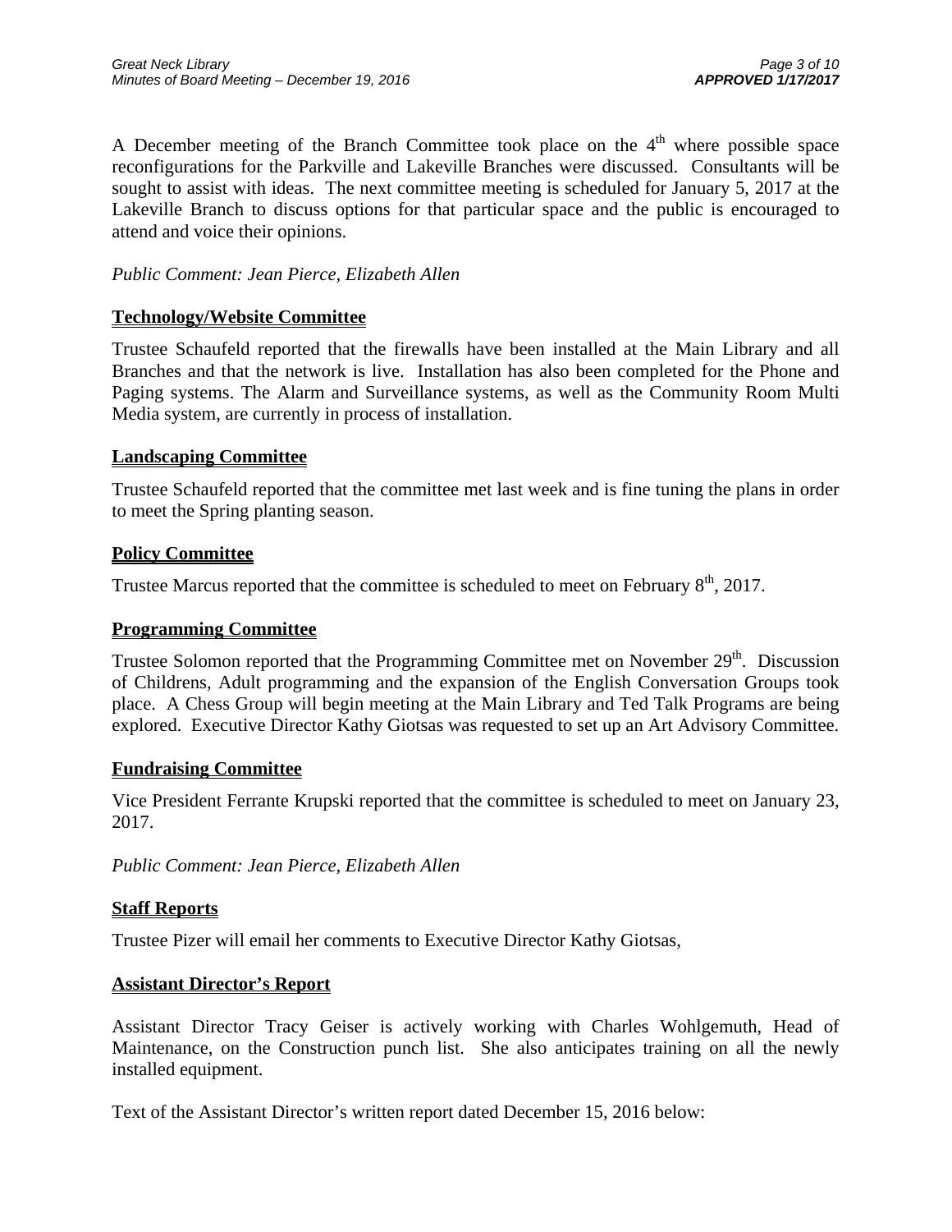A December meeting of the Branch Committee took place on the 4th where possible space reconfigurations for the Parkville and Lakeville Branches were discussed. Consultants will be sought to assist with ideas. The next committee meeting is scheduled for January 5, 2017 at the Lakeville Branch to discuss options for that particular space and the public is encouraged to attend and voice their opinions.

*Public Comment: Jean Pierce, Elizabeth Allen*

## Technology/Website Committee

Trustee Schaufeld reported that the firewalls have been installed at the Main Library and all Branches and that the network is live. Installation has also been completed for the Phone and Paging systems. The Alarm and Surveillance systems, as well as the Community Room Multi Media system, are currently in process of installation.

## Landscaping Committee

Trustee Schaufeld reported that the committee met last week and is fine tuning the plans in order to meet the Spring planting season.

## Policy Committee

Trustee Marcus reported that the committee is scheduled to meet on February 8th, 2017.

## Programming Committee

Trustee Solomon reported that the Programming Committee met on November 29th. Discussion of Childrens, Adult programming and the expansion of the English Conversation Groups took place. A Chess Group will begin meeting at the Main Library and Ted Talk Programs are being explored. Executive Director Kathy Giotsas was requested to set up an Art Advisory Committee.

## Fundraising Committee

Vice President Ferrante Krupski reported that the committee is scheduled to meet on January 23, 2017.

*Public Comment: Jean Pierce, Elizabeth Allen*

## Staff Reports

Trustee Pizer will email her comments to Executive Director Kathy Giotsas,

## Assistant Director's Report

Assistant Director Tracy Geiser is actively working with Charles Wohlgemuth, Head of Maintenance, on the Construction punch list. She also anticipates training on all the newly installed equipment.

Text of the Assistant Director's written report dated December 15, 2016 below: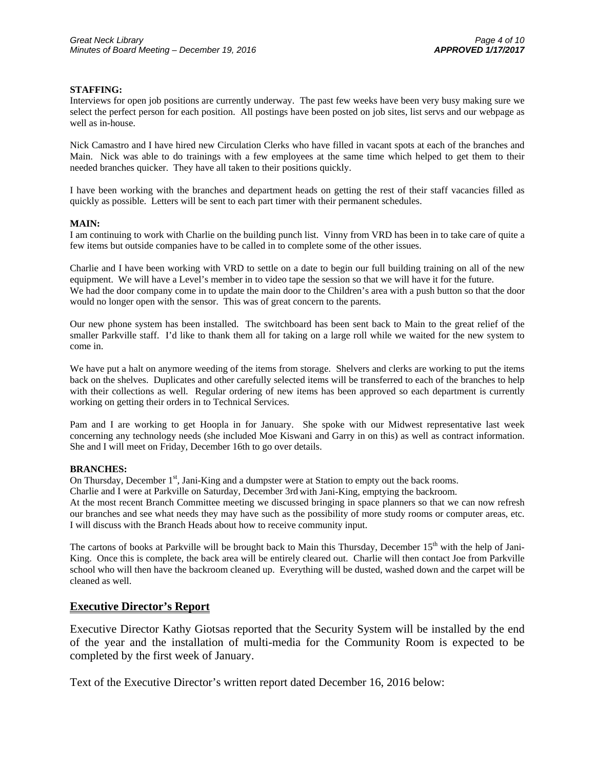**STAFFING:**
Interviews for open job positions are currently underway. The past few weeks have been very busy making sure we select the perfect person for each position. All postings have been posted on job sites, list servs and our webpage as well as in-house.

Nick Camastro and I have hired new Circulation Clerks who have filled in vacant spots at each of the branches and Main. Nick was able to do trainings with a few employees at the same time which helped to get them to their needed branches quicker. They have all taken to their positions quickly.

I have been working with the branches and department heads on getting the rest of their staff vacancies filled as quickly as possible. Letters will be sent to each part timer with their permanent schedules.

**MAIN:**
I am continuing to work with Charlie on the building punch list. Vinny from VRD has been in to take care of quite a few items but outside companies have to be called in to complete some of the other issues.

Charlie and I have been working with VRD to settle on a date to begin our full building training on all of the new equipment. We will have a Level's member in to video tape the session so that we will have it for the future.
We had the door company come in to update the main door to the Children's area with a push button so that the door would no longer open with the sensor. This was of great concern to the parents.

Our new phone system has been installed. The switchboard has been sent back to Main to the great relief of the smaller Parkville staff. I'd like to thank them all for taking on a large roll while we waited for the new system to come in.

We have put a halt on anymore weeding of the items from storage. Shelvers and clerks are working to put the items back on the shelves. Duplicates and other carefully selected items will be transferred to each of the branches to help with their collections as well. Regular ordering of new items has been approved so each department is currently working on getting their orders in to Technical Services.

Pam and I are working to get Hoopla in for January. She spoke with our Midwest representative last week concerning any technology needs (she included Moe Kiswani and Garry in on this) as well as contract information. She and I will meet on Friday, December 16th to go over details.

**BRANCHES:**
On Thursday, December 1st, Jani-King and a dumpster were at Station to empty out the back rooms.
Charlie and I were at Parkville on Saturday, December 3rd with Jani-King, emptying the backroom.
At the most recent Branch Committee meeting we discussed bringing in space planners so that we can now refresh our branches and see what needs they may have such as the possibility of more study rooms or computer areas, etc. I will discuss with the Branch Heads about how to receive community input.

The cartons of books at Parkville will be brought back to Main this Thursday, December 15th with the help of Jani-King. Once this is complete, the back area will be entirely cleared out. Charlie will then contact Joe from Parkville school who will then have the backroom cleaned up. Everything will be dusted, washed down and the carpet will be cleaned as well.

## Executive Director's Report

Executive Director Kathy Giotsas reported that the Security System will be installed by the end of the year and the installation of multi-media for the Community Room is expected to be completed by the first week of January.

Text of the Executive Director's written report dated December 16, 2016 below: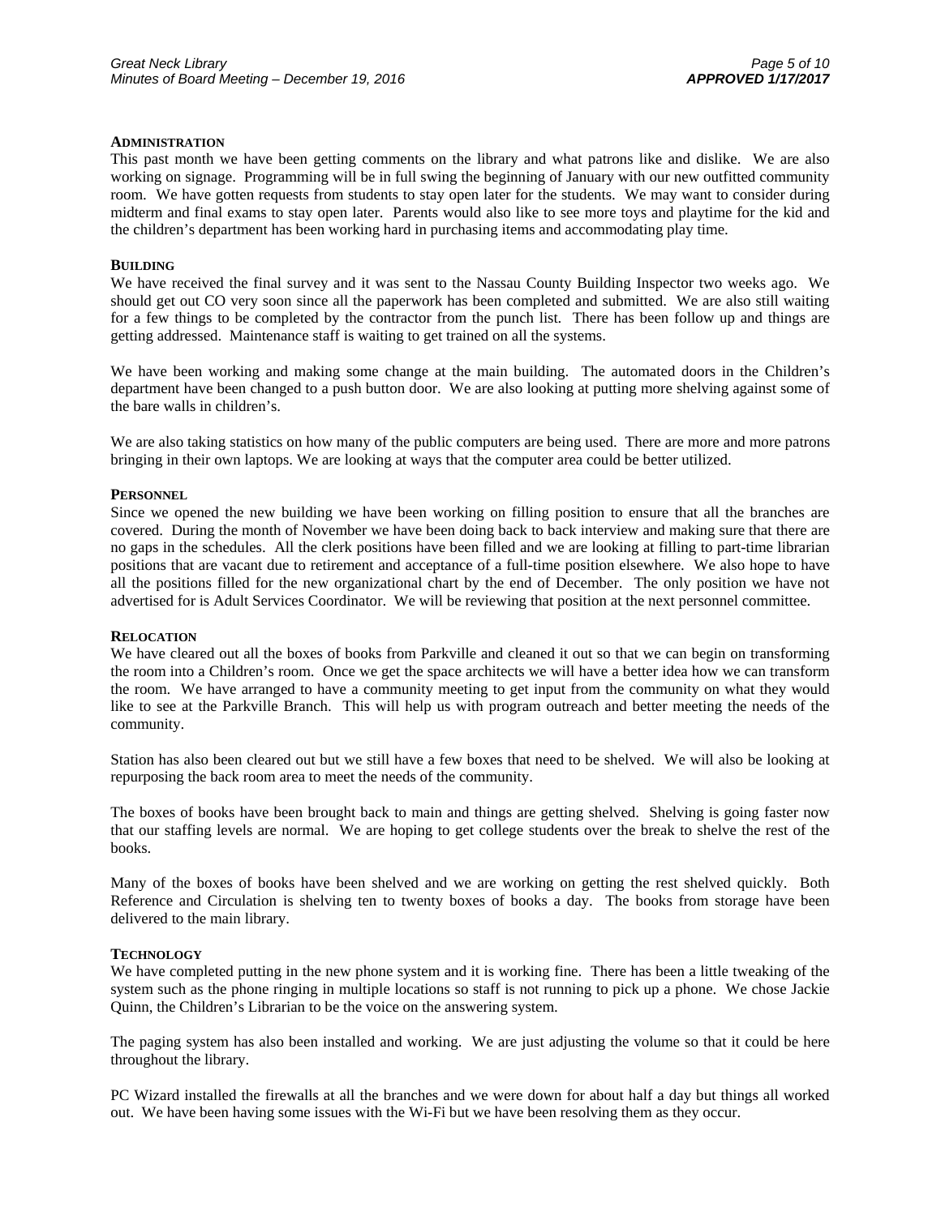**ADMINISTRATION**

This past month we have been getting comments on the library and what patrons like and dislike. We are also working on signage. Programming will be in full swing the beginning of January with our new outfitted community room. We have gotten requests from students to stay open later for the students. We may want to consider during midterm and final exams to stay open later. Parents would also like to see more toys and playtime for the kid and the children's department has been working hard in purchasing items and accommodating play time.

**BUILDING**

We have received the final survey and it was sent to the Nassau County Building Inspector two weeks ago. We should get out CO very soon since all the paperwork has been completed and submitted. We are also still waiting for a few things to be completed by the contractor from the punch list. There has been follow up and things are getting addressed. Maintenance staff is waiting to get trained on all the systems.

We have been working and making some change at the main building. The automated doors in the Children's department have been changed to a push button door. We are also looking at putting more shelving against some of the bare walls in children's.

We are also taking statistics on how many of the public computers are being used. There are more and more patrons bringing in their own laptops. We are looking at ways that the computer area could be better utilized.

**PERSONNEL**

Since we opened the new building we have been working on filling position to ensure that all the branches are covered. During the month of November we have been doing back to back interview and making sure that there are no gaps in the schedules. All the clerk positions have been filled and we are looking at filling to part-time librarian positions that are vacant due to retirement and acceptance of a full-time position elsewhere. We also hope to have all the positions filled for the new organizational chart by the end of December. The only position we have not advertised for is Adult Services Coordinator. We will be reviewing that position at the next personnel committee.

**RELOCATION**

We have cleared out all the boxes of books from Parkville and cleaned it out so that we can begin on transforming the room into a Children's room. Once we get the space architects we will have a better idea how we can transform the room. We have arranged to have a community meeting to get input from the community on what they would like to see at the Parkville Branch. This will help us with program outreach and better meeting the needs of the community.

Station has also been cleared out but we still have a few boxes that need to be shelved. We will also be looking at repurposing the back room area to meet the needs of the community.

The boxes of books have been brought back to main and things are getting shelved. Shelving is going faster now that our staffing levels are normal. We are hoping to get college students over the break to shelve the rest of the books.

Many of the boxes of books have been shelved and we are working on getting the rest shelved quickly. Both Reference and Circulation is shelving ten to twenty boxes of books a day. The books from storage have been delivered to the main library.

**TECHNOLOGY**

We have completed putting in the new phone system and it is working fine. There has been a little tweaking of the system such as the phone ringing in multiple locations so staff is not running to pick up a phone. We chose Jackie Quinn, the Children's Librarian to be the voice on the answering system.

The paging system has also been installed and working. We are just adjusting the volume so that it could be here throughout the library.

PC Wizard installed the firewalls at all the branches and we were down for about half a day but things all worked out. We have been having some issues with the Wi-Fi but we have been resolving them as they occur.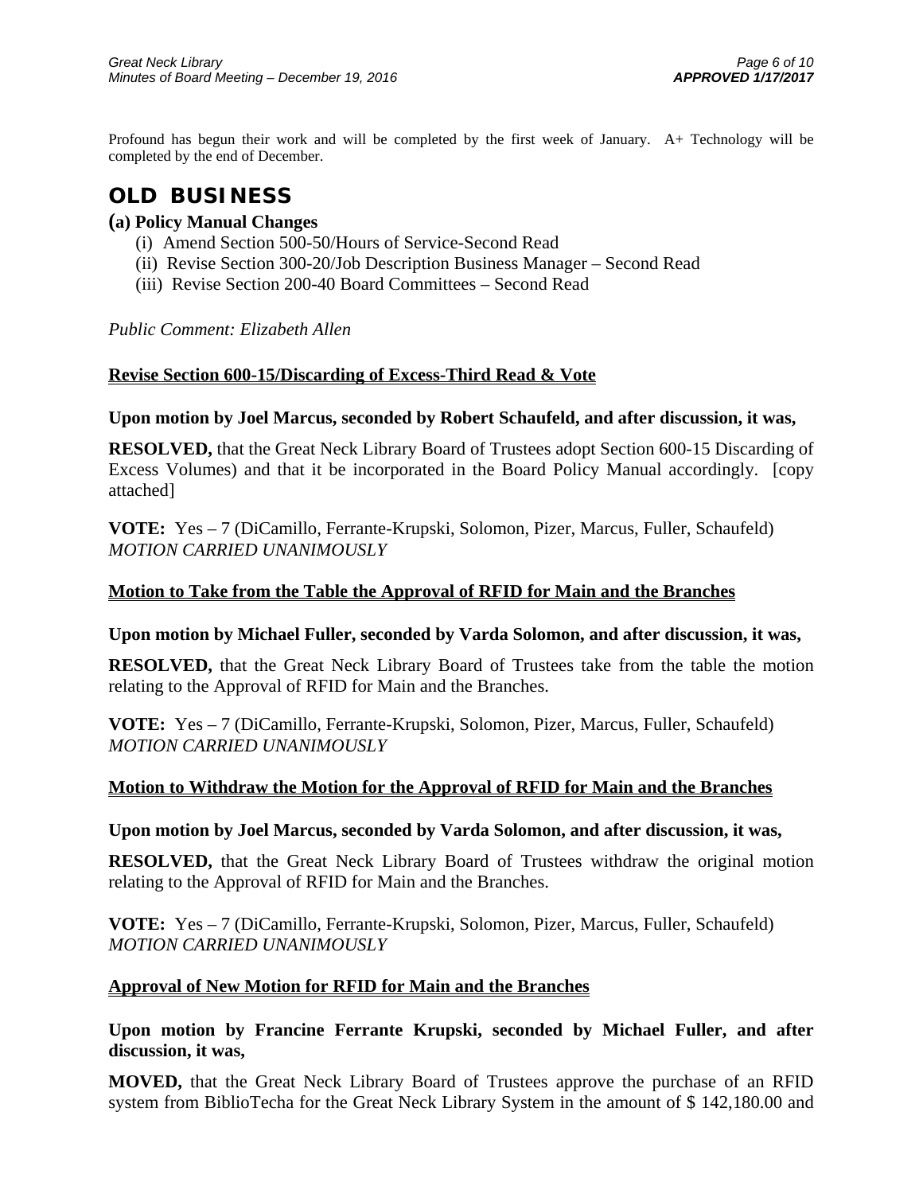Profound has begun their work and will be completed by the first week of January. A+ Technology will be completed by the end of December.

## OLD BUSINESS

### (a) Policy Manual Changes

(i) Amend Section 500-50/Hours of Service-Second Read
(ii) Revise Section 300-20/Job Description Business Manager – Second Read
(iii) Revise Section 200-40 Board Committees – Second Read

*Public Comment: Elizabeth Allen*

**Revise Section 600-15/Discarding of Excess-Third Read & Vote**

**Upon motion by Joel Marcus, seconded by Robert Schaufeld, and after discussion, it was,**

**RESOLVED,** that the Great Neck Library Board of Trustees adopt Section 600-15 Discarding of Excess Volumes) and that it be incorporated in the Board Policy Manual accordingly. [copy attached]

**VOTE:** Yes – 7 (DiCamillo, Ferrante-Krupski, Solomon, Pizer, Marcus, Fuller, Schaufeld)
*MOTION CARRIED UNANIMOUSLY*

**Motion to Take from the Table the Approval of RFID for Main and the Branches**

**Upon motion by Michael Fuller, seconded by Varda Solomon, and after discussion, it was,**

**RESOLVED,** that the Great Neck Library Board of Trustees take from the table the motion relating to the Approval of RFID for Main and the Branches.

**VOTE:** Yes – 7 (DiCamillo, Ferrante-Krupski, Solomon, Pizer, Marcus, Fuller, Schaufeld)
*MOTION CARRIED UNANIMOUSLY*

**Motion to Withdraw the Motion for the Approval of RFID for Main and the Branches**

**Upon motion by Joel Marcus, seconded by Varda Solomon, and after discussion, it was,**

**RESOLVED,** that the Great Neck Library Board of Trustees withdraw the original motion relating to the Approval of RFID for Main and the Branches.

**VOTE:** Yes – 7 (DiCamillo, Ferrante-Krupski, Solomon, Pizer, Marcus, Fuller, Schaufeld)
*MOTION CARRIED UNANIMOUSLY*

**Approval of New Motion for RFID for Main and the Branches**

**Upon motion by Francine Ferrante Krupski, seconded by Michael Fuller, and after discussion, it was,**

**MOVED,** that the Great Neck Library Board of Trustees approve the purchase of an RFID system from BiblioTecha for the Great Neck Library System in the amount of $ 142,180.00 and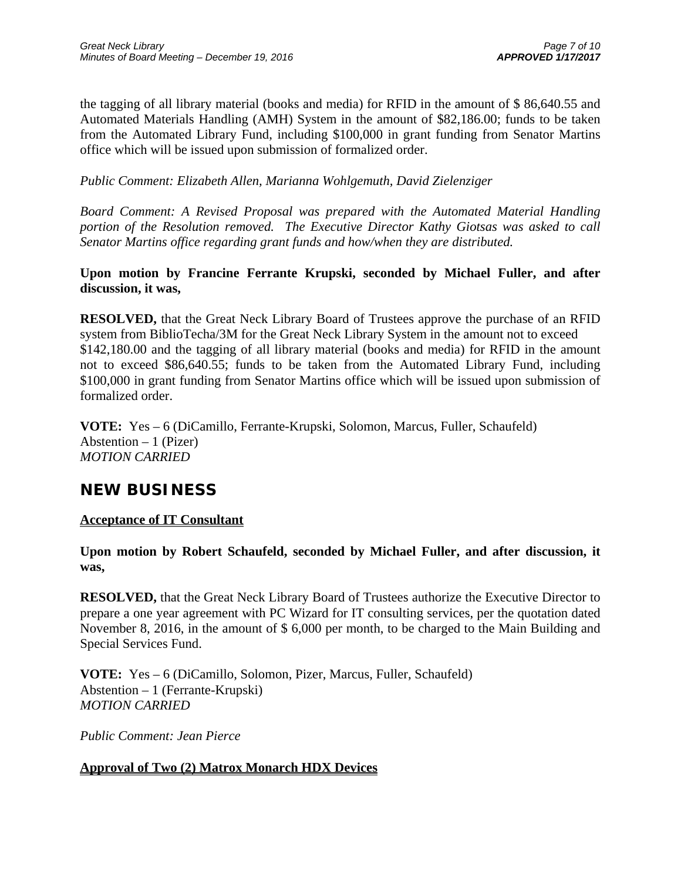the tagging of all library material (books and media) for RFID in the amount of $ 86,640.55 and Automated Materials Handling (AMH) System in the amount of $82,186.00; funds to be taken from the Automated Library Fund, including $100,000 in grant funding from Senator Martins office which will be issued upon submission of formalized order.

*Public Comment: Elizabeth Allen, Marianna Wohlgemuth, David Zielenziger*

*Board Comment: A Revised Proposal was prepared with the Automated Material Handling portion of the Resolution removed. The Executive Director Kathy Giotsas was asked to call Senator Martins office regarding grant funds and how/when they are distributed.*

**Upon motion by Francine Ferrante Krupski, seconded by Michael Fuller, and after discussion, it was,**

**RESOLVED,** that the Great Neck Library Board of Trustees approve the purchase of an RFID system from BiblioTecha/3M for the Great Neck Library System in the amount not to exceed $142,180.00 and the tagging of all library material (books and media) for RFID in the amount not to exceed $86,640.55; funds to be taken from the Automated Library Fund, including $100,000 in grant funding from Senator Martins office which will be issued upon submission of formalized order.

**VOTE:** Yes – 6 (DiCamillo, Ferrante-Krupski, Solomon, Marcus, Fuller, Schaufeld)
Abstention – 1 (Pizer)
*MOTION CARRIED*

## NEW BUSINESS

**Acceptance of IT Consultant**

**Upon motion by Robert Schaufeld, seconded by Michael Fuller, and after discussion, it was,**

**RESOLVED,** that the Great Neck Library Board of Trustees authorize the Executive Director to prepare a one year agreement with PC Wizard for IT consulting services, per the quotation dated November 8, 2016, in the amount of $ 6,000 per month, to be charged to the Main Building and Special Services Fund.

**VOTE:** Yes – 6 (DiCamillo, Solomon, Pizer, Marcus, Fuller, Schaufeld)
Abstention – 1 (Ferrante-Krupski)
*MOTION CARRIED*

*Public Comment: Jean Pierce*

**Approval of Two (2) Matrox Monarch HDX Devices**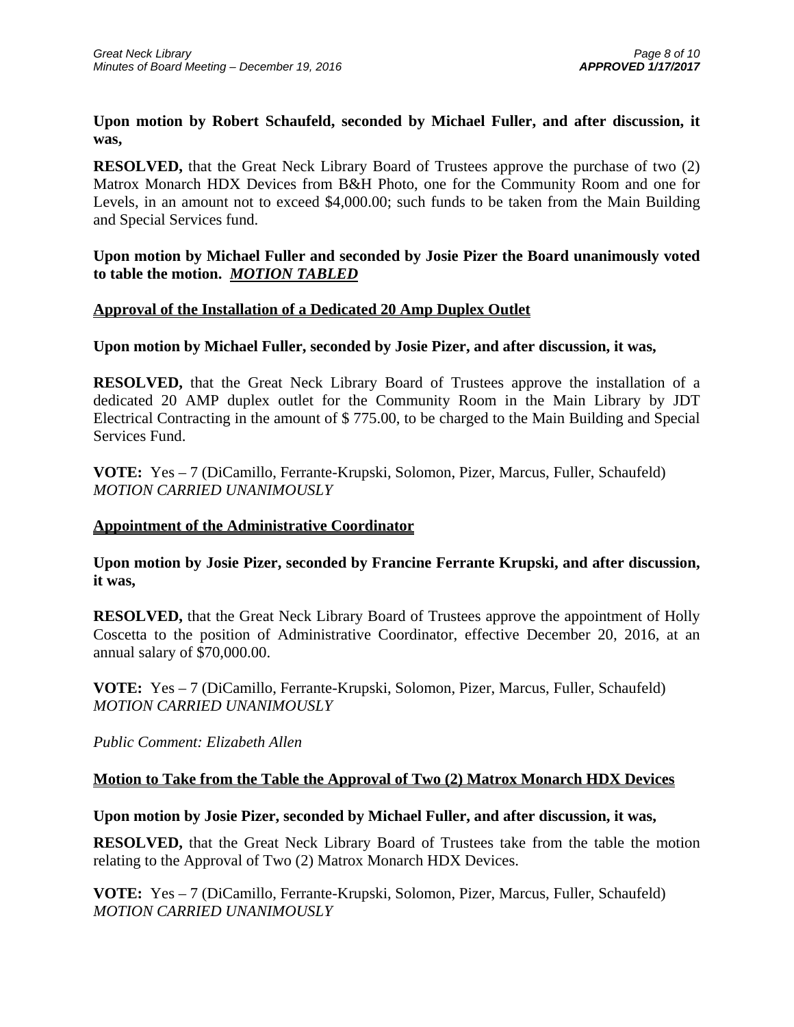**Upon motion by Robert Schaufeld, seconded by Michael Fuller, and after discussion, it was,**

**RESOLVED,** that the Great Neck Library Board of Trustees approve the purchase of two (2) Matrox Monarch HDX Devices from B&H Photo, one for the Community Room and one for Levels, in an amount not to exceed $4,000.00; such funds to be taken from the Main Building and Special Services fund.

**Upon motion by Michael Fuller and seconded by Josie Pizer the Board unanimously voted to table the motion.** ***MOTION TABLED***

**Approval of the Installation of a Dedicated 20 Amp Duplex Outlet**

**Upon motion by Michael Fuller, seconded by Josie Pizer, and after discussion, it was,**

**RESOLVED,** that the Great Neck Library Board of Trustees approve the installation of a dedicated 20 AMP duplex outlet for the Community Room in the Main Library by JDT Electrical Contracting in the amount of $ 775.00, to be charged to the Main Building and Special Services Fund.

**VOTE:** Yes – 7 (DiCamillo, Ferrante-Krupski, Solomon, Pizer, Marcus, Fuller, Schaufeld)
*MOTION CARRIED UNANIMOUSLY*

**Appointment of the Administrative Coordinator**

**Upon motion by Josie Pizer, seconded by Francine Ferrante Krupski, and after discussion, it was,**

**RESOLVED,** that the Great Neck Library Board of Trustees approve the appointment of Holly Coscetta to the position of Administrative Coordinator, effective December 20, 2016, at an annual salary of $70,000.00.

**VOTE:** Yes – 7 (DiCamillo, Ferrante-Krupski, Solomon, Pizer, Marcus, Fuller, Schaufeld)
*MOTION CARRIED UNANIMOUSLY*

*Public Comment: Elizabeth Allen*

**Motion to Take from the Table the Approval of Two (2) Matrox Monarch HDX Devices**

**Upon motion by Josie Pizer, seconded by Michael Fuller, and after discussion, it was,**

**RESOLVED,** that the Great Neck Library Board of Trustees take from the table the motion relating to the Approval of Two (2) Matrox Monarch HDX Devices.

**VOTE:** Yes – 7 (DiCamillo, Ferrante-Krupski, Solomon, Pizer, Marcus, Fuller, Schaufeld)
*MOTION CARRIED UNANIMOUSLY*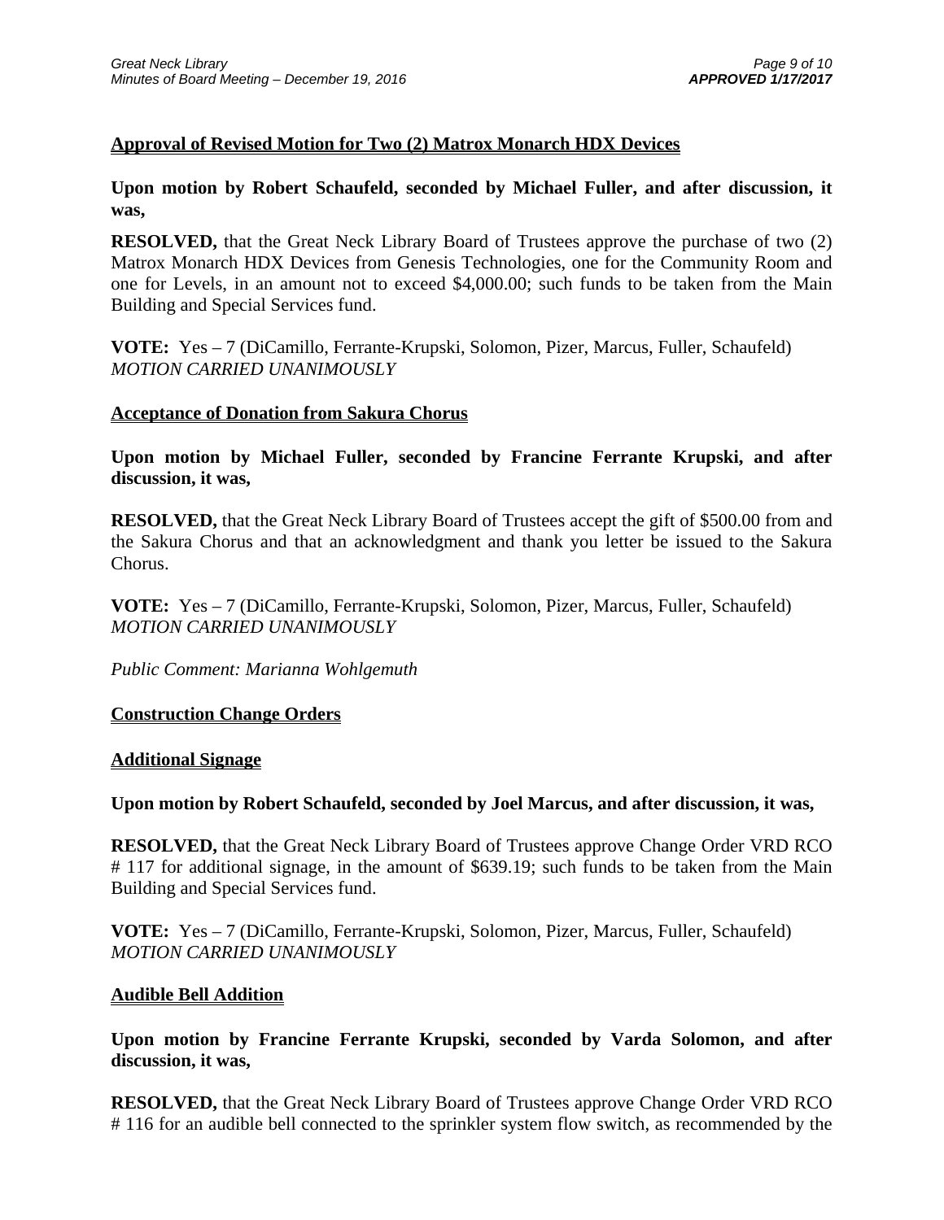**Approval of Revised Motion for Two (2) Matrox Monarch HDX Devices**

**Upon motion by Robert Schaufeld, seconded by Michael Fuller, and after discussion, it was,**

**RESOLVED,** that the Great Neck Library Board of Trustees approve the purchase of two (2) Matrox Monarch HDX Devices from Genesis Technologies, one for the Community Room and one for Levels, in an amount not to exceed $4,000.00; such funds to be taken from the Main Building and Special Services fund.

**VOTE:** Yes – 7 (DiCamillo, Ferrante-Krupski, Solomon, Pizer, Marcus, Fuller, Schaufeld)
*MOTION CARRIED UNANIMOUSLY*

**Acceptance of Donation from Sakura Chorus**

**Upon motion by Michael Fuller, seconded by Francine Ferrante Krupski, and after discussion, it was,**

**RESOLVED,** that the Great Neck Library Board of Trustees accept the gift of $500.00 from and the Sakura Chorus and that an acknowledgment and thank you letter be issued to the Sakura Chorus.

**VOTE:** Yes – 7 (DiCamillo, Ferrante-Krupski, Solomon, Pizer, Marcus, Fuller, Schaufeld)
*MOTION CARRIED UNANIMOUSLY*

*Public Comment: Marianna Wohlgemuth*

**Construction Change Orders**

**Additional Signage**

**Upon motion by Robert Schaufeld, seconded by Joel Marcus, and after discussion, it was,**

**RESOLVED,** that the Great Neck Library Board of Trustees approve Change Order VRD RCO # 117 for additional signage, in the amount of $639.19; such funds to be taken from the Main Building and Special Services fund.

**VOTE:** Yes – 7 (DiCamillo, Ferrante-Krupski, Solomon, Pizer, Marcus, Fuller, Schaufeld)
*MOTION CARRIED UNANIMOUSLY*

**Audible Bell Addition**

**Upon motion by Francine Ferrante Krupski, seconded by Varda Solomon, and after discussion, it was,**

**RESOLVED,** that the Great Neck Library Board of Trustees approve Change Order VRD RCO # 116 for an audible bell connected to the sprinkler system flow switch, as recommended by the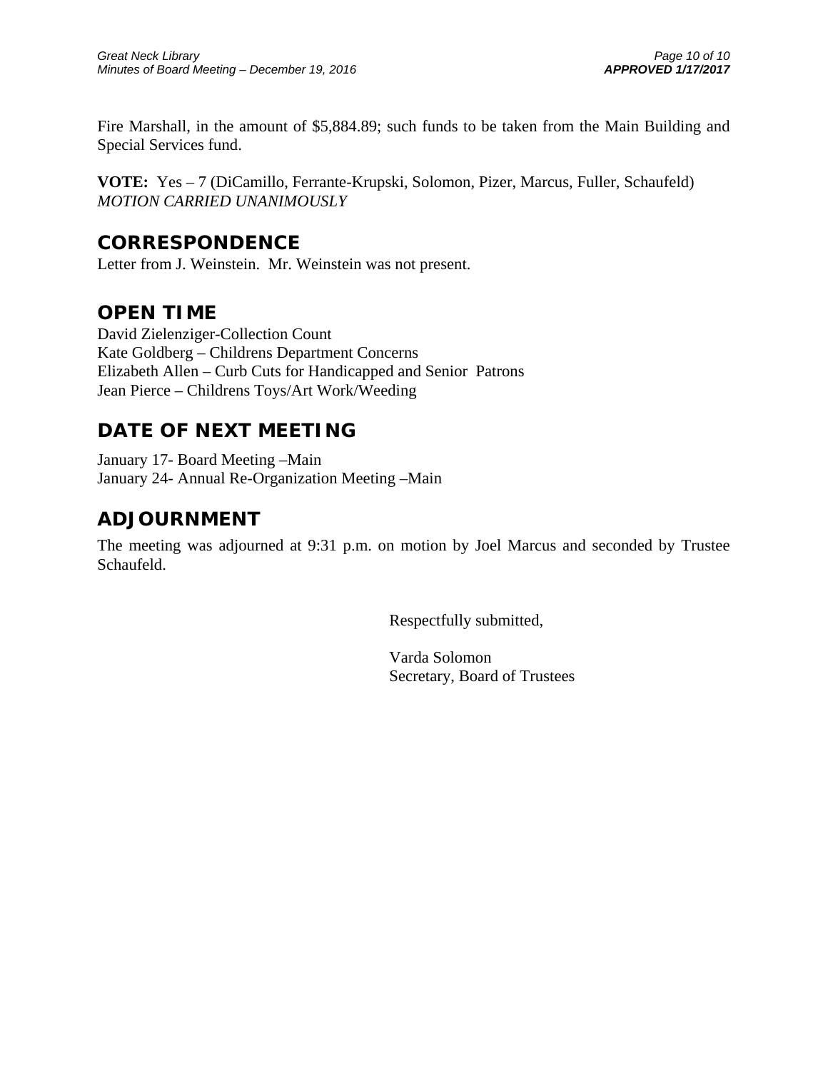Fire Marshall, in the amount of $5,884.89; such funds to be taken from the Main Building and Special Services fund.

**VOTE:** Yes – 7 (DiCamillo, Ferrante-Krupski, Solomon, Pizer, Marcus, Fuller, Schaufeld)
*MOTION CARRIED UNANIMOUSLY*

## CORRESPONDENCE

Letter from J. Weinstein. Mr. Weinstein was not present.

## OPEN TIME

David Zielenziger-Collection Count
Kate Goldberg – Childrens Department Concerns
Elizabeth Allen – Curb Cuts for Handicapped and Senior Patrons
Jean Pierce – Childrens Toys/Art Work/Weeding

## DATE OF NEXT MEETING

January 17- Board Meeting –Main
January 24- Annual Re-Organization Meeting –Main

## ADJOURNMENT

The meeting was adjourned at 9:31 p.m. on motion by Joel Marcus and seconded by Trustee Schaufeld.

Respectfully submitted,

Varda Solomon
Secretary, Board of Trustees